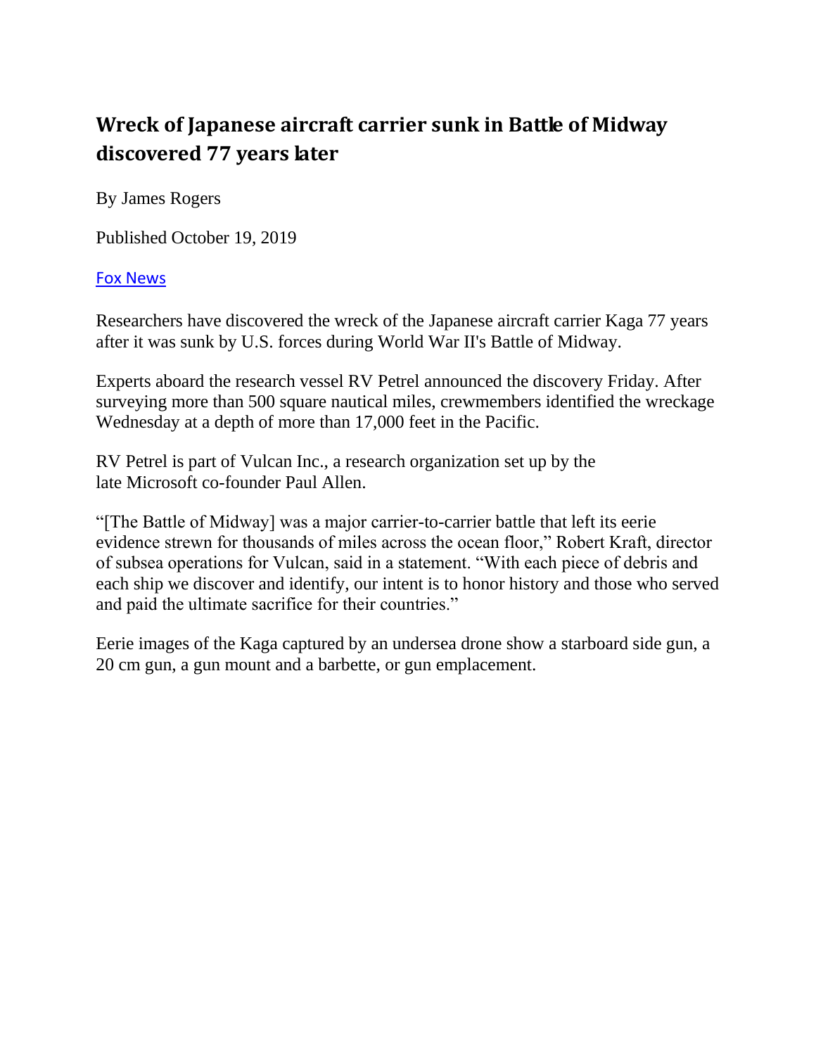# Wreck of Japanese aircraft carrier sunk in Battle of Midway discovered 77 years later

By James Rogers

Published October 19, 2019

Fox News

Researchers have discovered the wreck of the Japanese aircraft carrier Kaga 77 years after it was sunk by U.S. forces during World War II's Battle of Midway.

Experts aboard the research vessel RV Petrel announced the discovery Friday. After surveying more than 500 square nautical miles, crewmembers identified the wreckage Wednesday at a depth of more than 17,000 feet in the Pacific.

RV Petrel is part of Vulcan Inc., a research organization set up by the late Microsoft co-founder Paul Allen.

"[The Battle of Midway] was a major carrier-to-carrier battle that left its eerie evidence strewn for thousands of miles across the ocean floor," Robert Kraft, director of subsea operations for Vulcan, said in a statement. "With each piece of debris and each ship we discover and identify, our intent is to honor history and those who served and paid the ultimate sacrifice for their countries."

Eerie images of the Kaga captured by an undersea drone show a starboard side gun, a 20 cm gun, a gun mount and a barbette, or gun emplacement.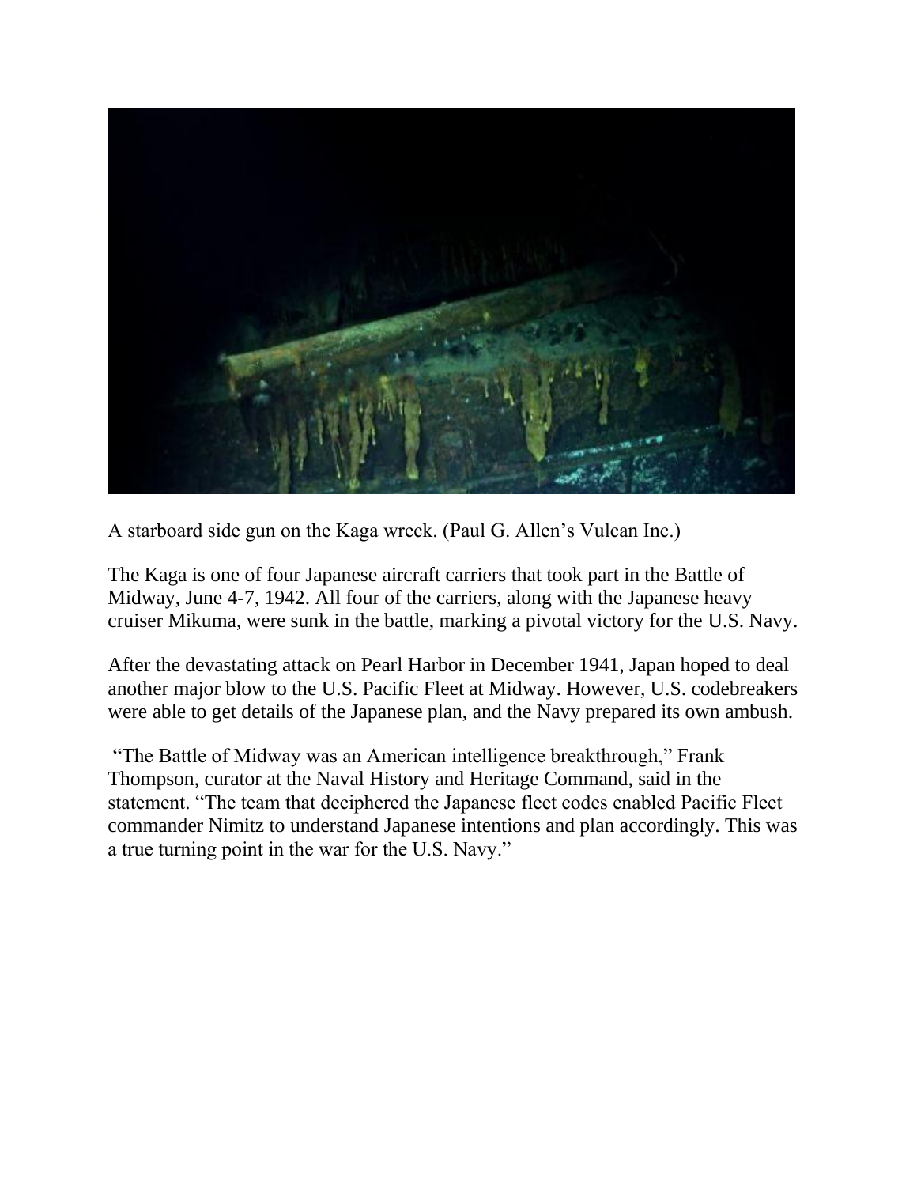A starboard side gun on the Kaga wreck. (Paul G. Allen's Vulcan Inc.)

The Kaga is one of four Japanese aircraft carriers that took part in the Battle of Midway, June 4-7, 1942. All four of the carriers, along with the Japanese heavy cruiser Mikuma, were sunk in the battle, marking a pivotal victory for the U.S. Navy.

After the devastating attack on Pearl Harbor in December 1941, Japan hoped to deal another major blow to the U.S. Pacific Fleet at Midway. However, U.S. codebreakers were able to get details of the Japanese plan, and the Navy prepared its own ambush.

"The Battle of Midway was an American intelligence breakthrough," Frank Thompson, curator at the Naval History and Heritage Command, said in the statement. "The team that deciphered the Japanese fleet codes enabled Pacific Fleet commander Nimitz to understand Japanese intentions and plan accordingly. This was a true turning point in the war for the U.S. Navy."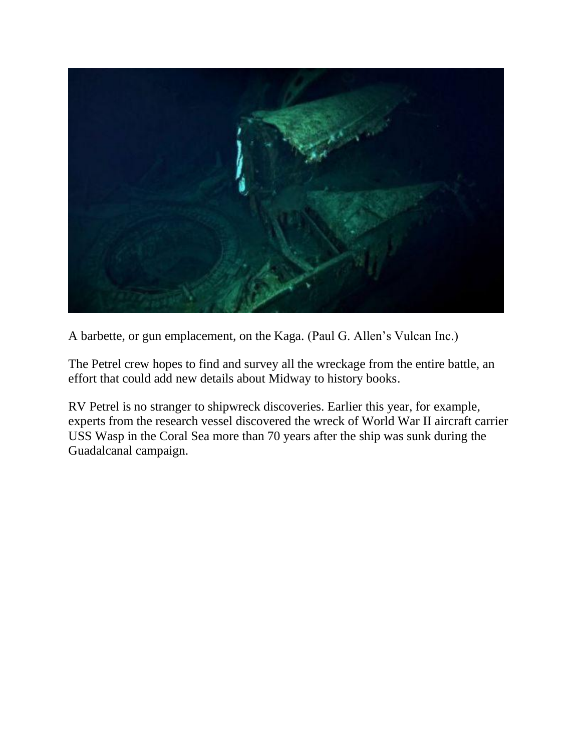A barbette, or gun emplacement, on the Kaga. (Paul G. Allen's Vulcan Inc.)

The Petrel crew hopes to find and survey all the wreckage from the entire battle, an effort that could add new details about Midway to history books.

RV Petrel is no stranger to shipwreck discoveries. Earlier this year, for example, experts from the research vessel discovered the wreck of World War II aircraft carrier USS Wasp in the Coral Sea more than 70 years after the ship was sunk during the Guadalcanal campaign.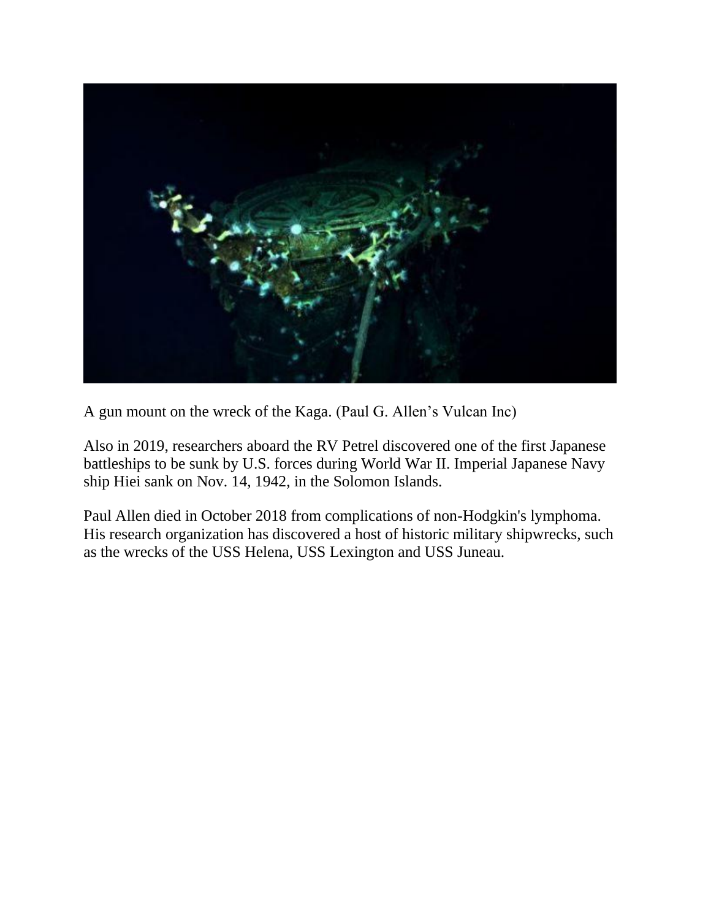A gun mount on the wreck of the Kaga. (Paul G. Allen's Vulcan Inc)

Also in 2019, researchers aboard the RV Petrel discovered one of the first Japanese battleships to be sunk by U.S. forces during World War II. Imperial Japanese Navy ship Hiei sank on Nov. 14, 1942, in the Solomon Islands.

Paul Allen died in October 2018 from complications of non-Hodgkin's lymphoma. His research organization has discovered a host of historic military shipwrecks, such as the wrecks of the USS Helena, USS Lexington and USS Juneau.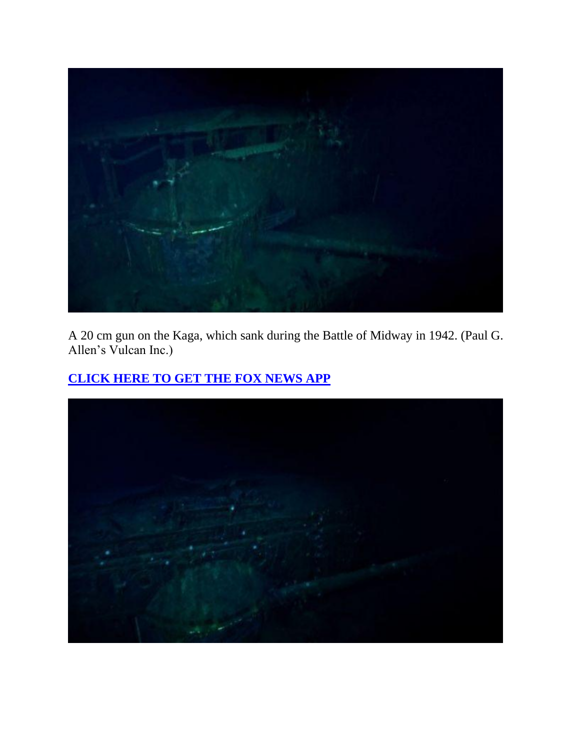A 20 cm gun on the Kaga, which sank during the Battle of Midway in 1942. (Paul G. Allen's Vulcan Inc.)

**CLICK HERE TO GET THE FOX NEWS APP**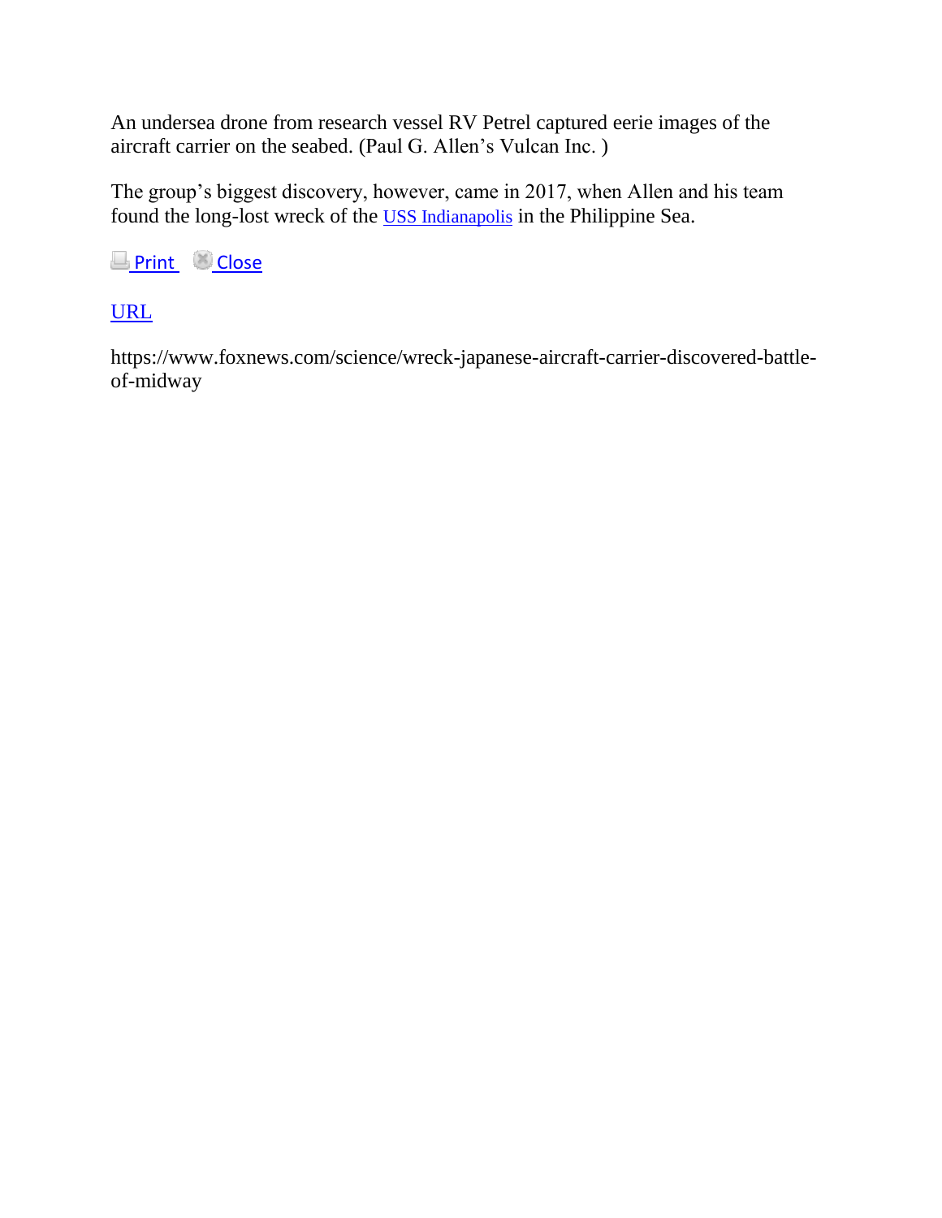An undersea drone from research vessel RV Petrel captured eerie images of the aircraft carrier on the seabed. (Paul G. Allen's Vulcan Inc. )

The group's biggest discovery, however, came in 2017, when Allen and his team found the long-lost wreck of the USS Indianapolis in the Philippine Sea.

Print Close

URL

https://www.foxnews.com/science/wreck-japanese-aircraft-carrier-discovered-battle-of-midway